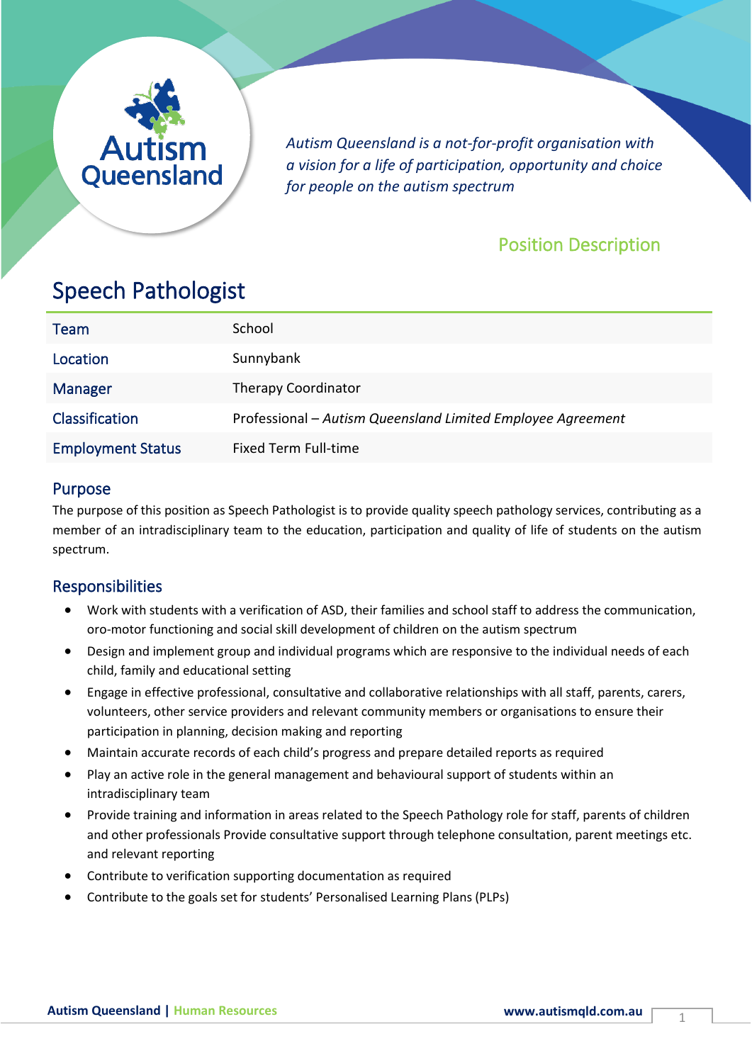*Autism Queensland is a not-for-profit organisation with a vision for a life of participation, opportunity and choice for people on the autism spectrum*

Position Description

# Speech Pathologist

| Team | School |
|---|---|
| Location | Sunnybank |
| Manager | Therapy Coordinator |
| Classification | Professional – *Autism Queensland Limited Employee Agreement* |
| Employment Status | Fixed Term Full-time |

## Purpose

The purpose of this position as Speech Pathologist is to provide quality speech pathology services, contributing as a member of an intradisciplinary team to the education, participation and quality of life of students on the autism spectrum.

## Responsibilities

- Work with students with a verification of ASD, their families and school staff to address the communication, oro-motor functioning and social skill development of children on the autism spectrum
- Design and implement group and individual programs which are responsive to the individual needs of each child, family and educational setting
- Engage in effective professional, consultative and collaborative relationships with all staff, parents, carers, volunteers, other service providers and relevant community members or organisations to ensure their participation in planning, decision making and reporting
- Maintain accurate records of each child's progress and prepare detailed reports as required
- Play an active role in the general management and behavioural support of students within an intradisciplinary team
- Provide training and information in areas related to the Speech Pathology role for staff, parents of children and other professionals Provide consultative support through telephone consultation, parent meetings etc. and relevant reporting
- Contribute to verification supporting documentation as required
- Contribute to the goals set for students' Personalised Learning Plans (PLPs)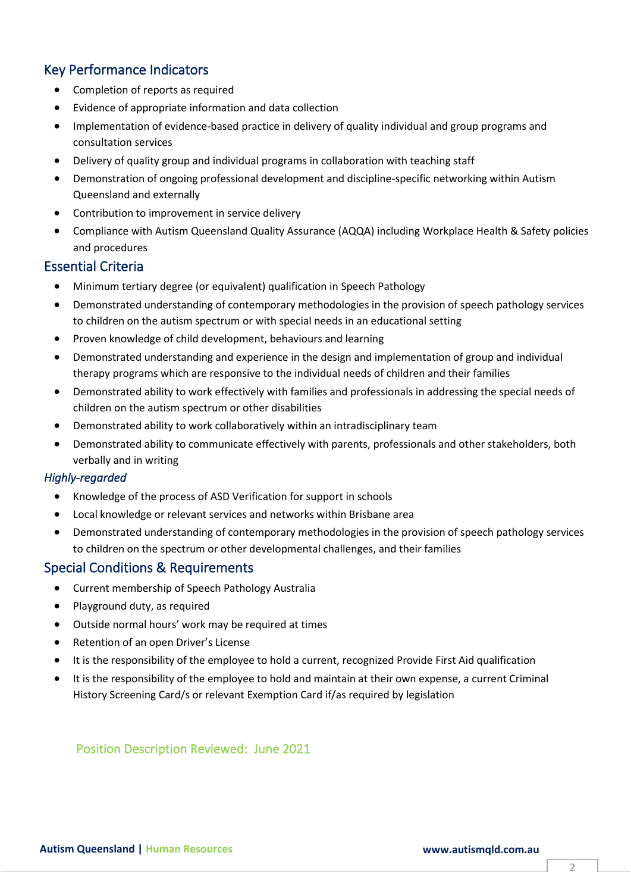## Key Performance Indicators

- Completion of reports as required
- Evidence of appropriate information and data collection
- Implementation of evidence-based practice in delivery of quality individual and group programs and consultation services
- Delivery of quality group and individual programs in collaboration with teaching staff
- Demonstration of ongoing professional development and discipline-specific networking within Autism Queensland and externally
- Contribution to improvement in service delivery
- Compliance with Autism Queensland Quality Assurance (AQQA) including Workplace Health & Safety policies and procedures

## Essential Criteria

- Minimum tertiary degree (or equivalent) qualification in Speech Pathology
- Demonstrated understanding of contemporary methodologies in the provision of speech pathology services to children on the autism spectrum or with special needs in an educational setting
- Proven knowledge of child development, behaviours and learning
- Demonstrated understanding and experience in the design and implementation of group and individual therapy programs which are responsive to the individual needs of children and their families
- Demonstrated ability to work effectively with families and professionals in addressing the special needs of children on the autism spectrum or other disabilities
- Demonstrated ability to work collaboratively within an intradisciplinary team
- Demonstrated ability to communicate effectively with parents, professionals and other stakeholders, both verbally and in writing

### *Highly-regarded*

- Knowledge of the process of ASD Verification for support in schools
- Local knowledge or relevant services and networks within Brisbane area
- Demonstrated understanding of contemporary methodologies in the provision of speech pathology services to children on the spectrum or other developmental challenges, and their families

## Special Conditions & Requirements

- Current membership of Speech Pathology Australia
- Playground duty, as required
- Outside normal hours' work may be required at times
- Retention of an open Driver's License
- It is the responsibility of the employee to hold a current, recognized Provide First Aid qualification
- It is the responsibility of the employee to hold and maintain at their own expense, a current Criminal History Screening Card/s or relevant Exemption Card if/as required by legislation

Position Description Reviewed: June 2021